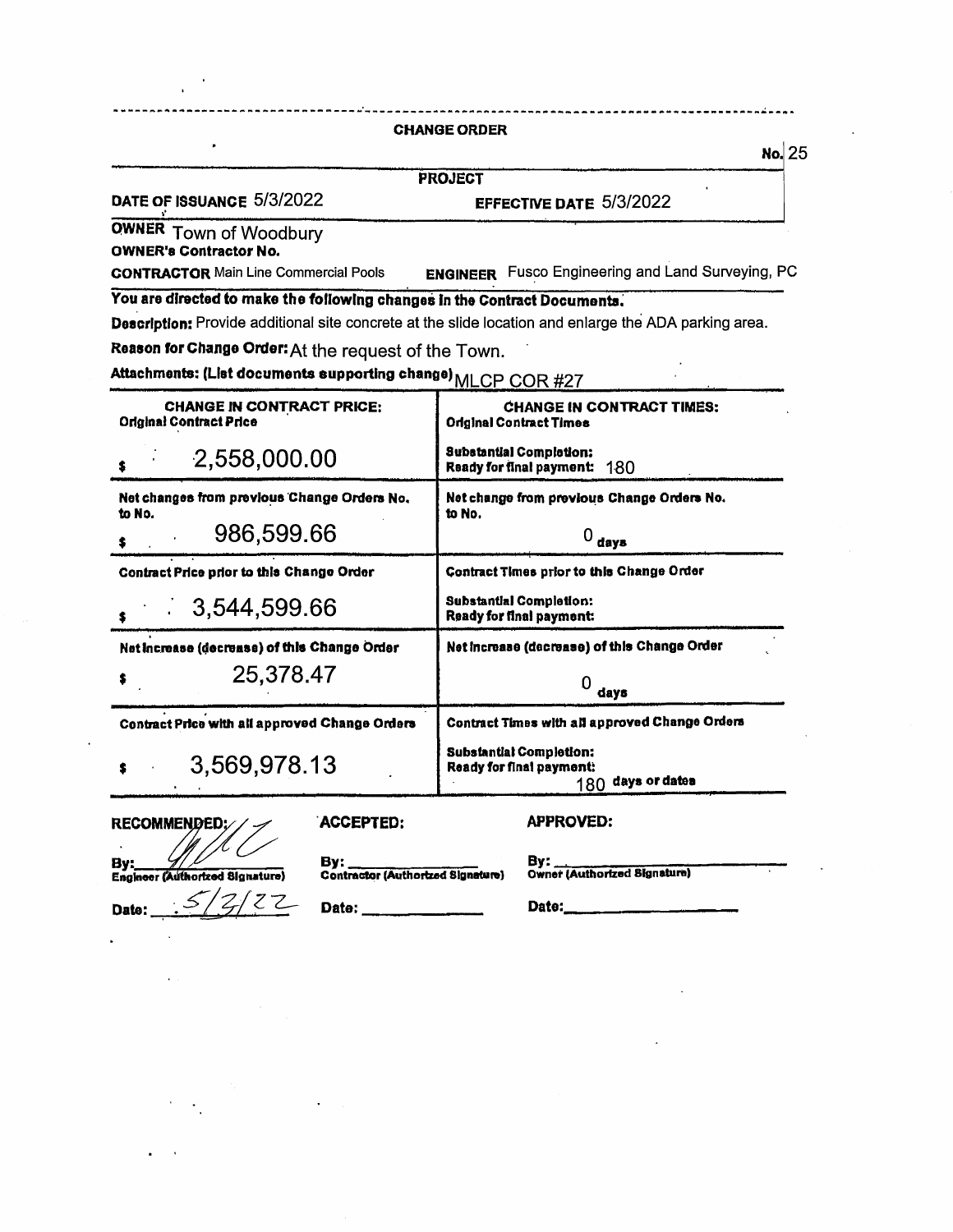# CHANGE ORDER

**No.** 25

**PROJECT**

**DATE OF ISSUANCE** 5/3/2022 **EFFECTIVE DATE** 5/3/2022

**OWNER** Town of Woodbury

**OWNER's Contractor No.**

**CONTRACTOR** Main Line Commercial Pools **ENGINEER** Fusco Engineering and Land Surveying, PC

**You are directed to make the following changes in the Contract Documents.**

**Description:** Provide additional site concrete at the slide location and enlarge the ADA parking area.

**Reason for Change Order:** At the request of the Town.

**Attachments: (List documents supporting change)** MLCP COR #27

| CHANGE IN CONTRACT PRICE: | CHANGE IN CONTRACT TIMES: |
|---|---|
| **Original Contract Price** | **Original Contract Times** |
| $ 2,558,000.00 | **Substantial Completion:** <br> **Ready for final payment:** 180 |
| **Net changes from previous Change Orders No. to No.** | **Net change from previous Change Orders No. to No.** |
| $ 986,599.66 | 0 days |
| **Contract Price prior to this Change Order** | **Contract Times prior to this Change Order** |
| $ 3,544,599.66 | **Substantial Completion:** <br> **Ready for final payment:** |
| **Net Increase (decrease) of this Change Order** | **Net Increase (decrease) of this Change Order** |
| $ 25,378.47 | 0 days |
| **Contract Price with all approved Change Orders** | **Contract Times with all approved Change Orders** |
| $ 3,569,978.13 | **Substantial Completion:** <br> **Ready for final payment:** 180 days or dates |

| RECOMMENDED: | ACCEPTED: | APPROVED: |
|---|---|---|
| By: [signature] <br> Engineer (Authorized Signature) | By: ____________ <br> Contractor (Authorized Signature) | By: ____________ <br> Owner (Authorized Signature) |
| Date: 5/3/22 | Date: ____________ | Date: ____________ |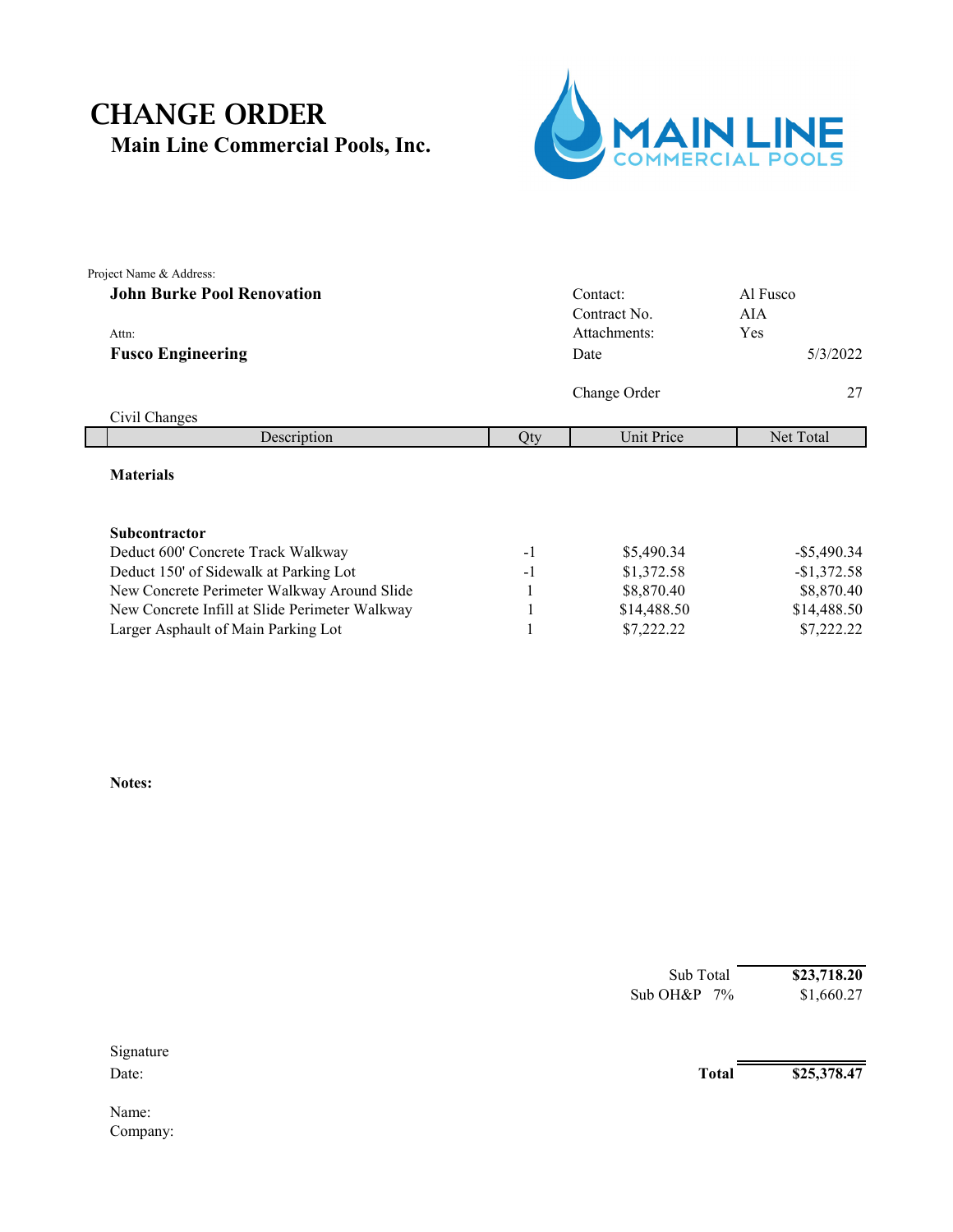# CHANGE ORDER

## Main Line Commercial Pools, Inc.

MAIN LINE COMMERCIAL POOLS

Project Name & Address:

**John Burke Pool Renovation**

Attn:

**Fusco Engineering**

| | |
|---|---|
| Contact: | Al Fusco |
| Contract No. | AIA |
| Attachments: | Yes |
| Date | 5/3/2022 |
| Change Order | 27 |

Civil Changes

| Description | Qty | Unit Price | Net Total |
|---|---|---|---|
| **Materials** | | | |
| **Subcontractor** | | | |
| Deduct 600' Concrete Track Walkway | -1 | $5,490.34 | -$5,490.34 |
| Deduct 150' of Sidewalk at Parking Lot | -1 | $1,372.58 | -$1,372.58 |
| New Concrete Perimeter Walkway Around Slide | 1 | $8,870.40 | $8,870.40 |
| New Concrete Infill at Slide Perimeter Walkway | 1 | $14,488.50 | $14,488.50 |
| Larger Asphault of Main Parking Lot | 1 | $7,222.22 | $7,222.22 |

**Notes:**

| | |
|---|---|
| Sub Total | **$23,718.20** |
| Sub OH&P 7% | $1,660.27 |
| **Total** | **$25,378.47** |

Signature

Date:

Name:

Company: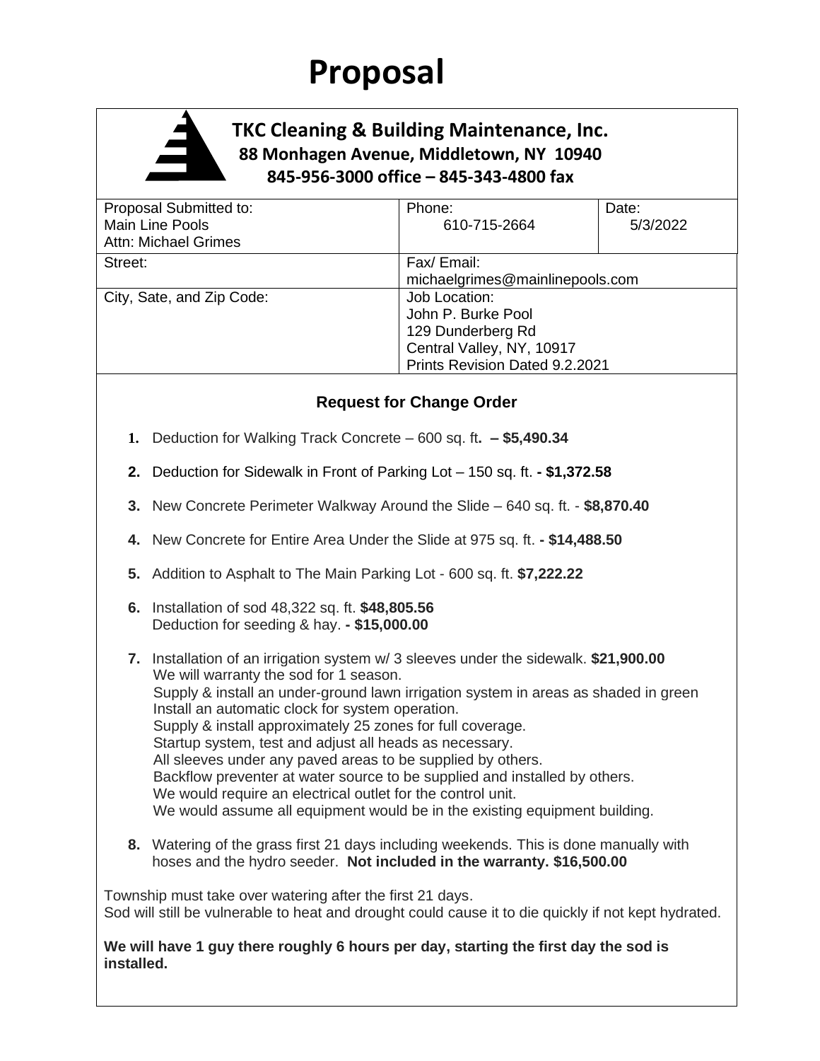# Proposal

**TKC Cleaning & Building Maintenance, Inc.**
**88 Monhagen Avenue, Middletown, NY 10940**
**845-956-3000 office – 845-343-4800 fax**

| Proposal Submitted to:<br>Main Line Pools<br>Attn: Michael Grimes | Phone:<br>610-715-2664 | Date:<br>5/3/2022 |
|---|---|---|
| Street: | Fax/ Email:<br>michaelgrimes@mainlinepools.com | |
| City, Sate, and Zip Code: | Job Location:<br>John P. Burke Pool<br>129 Dunderberg Rd<br>Central Valley, NY, 10917<br>Prints Revision Dated 9.2.2021 | |

### Request for Change Order

1. Deduction for Walking Track Concrete – 600 sq. ft**. – $5,490.34**

2. Deduction for Sidewalk in Front of Parking Lot – 150 sq. ft. **- $1,372.58**

3. New Concrete Perimeter Walkway Around the Slide – 640 sq. ft. - **$8,870.40**

4. New Concrete for Entire Area Under the Slide at 975 sq. ft. **- $14,488.50**

5. Addition to Asphalt to The Main Parking Lot - 600 sq. ft. **$7,222.22**

6. Installation of sod 48,322 sq. ft. **$48,805.56**
   Deduction for seeding & hay. **- $15,000.00**

7. Installation of an irrigation system w/ 3 sleeves under the sidewalk. **$21,900.00**
   We will warranty the sod for 1 season.
   Supply & install an under-ground lawn irrigation system in areas as shaded in green
   Install an automatic clock for system operation.
   Supply & install approximately 25 zones for full coverage.
   Startup system, test and adjust all heads as necessary.
   All sleeves under any paved areas to be supplied by others.
   Backflow preventer at water source to be supplied and installed by others.
   We would require an electrical outlet for the control unit.
   We would assume all equipment would be in the existing equipment building.

8. Watering of the grass first 21 days including weekends. This is done manually with hoses and the hydro seeder. **Not included in the warranty. $16,500.00**

Township must take over watering after the first 21 days.
Sod will still be vulnerable to heat and drought could cause it to die quickly if not kept hydrated.

**We will have 1 guy there roughly 6 hours per day, starting the first day the sod is installed.**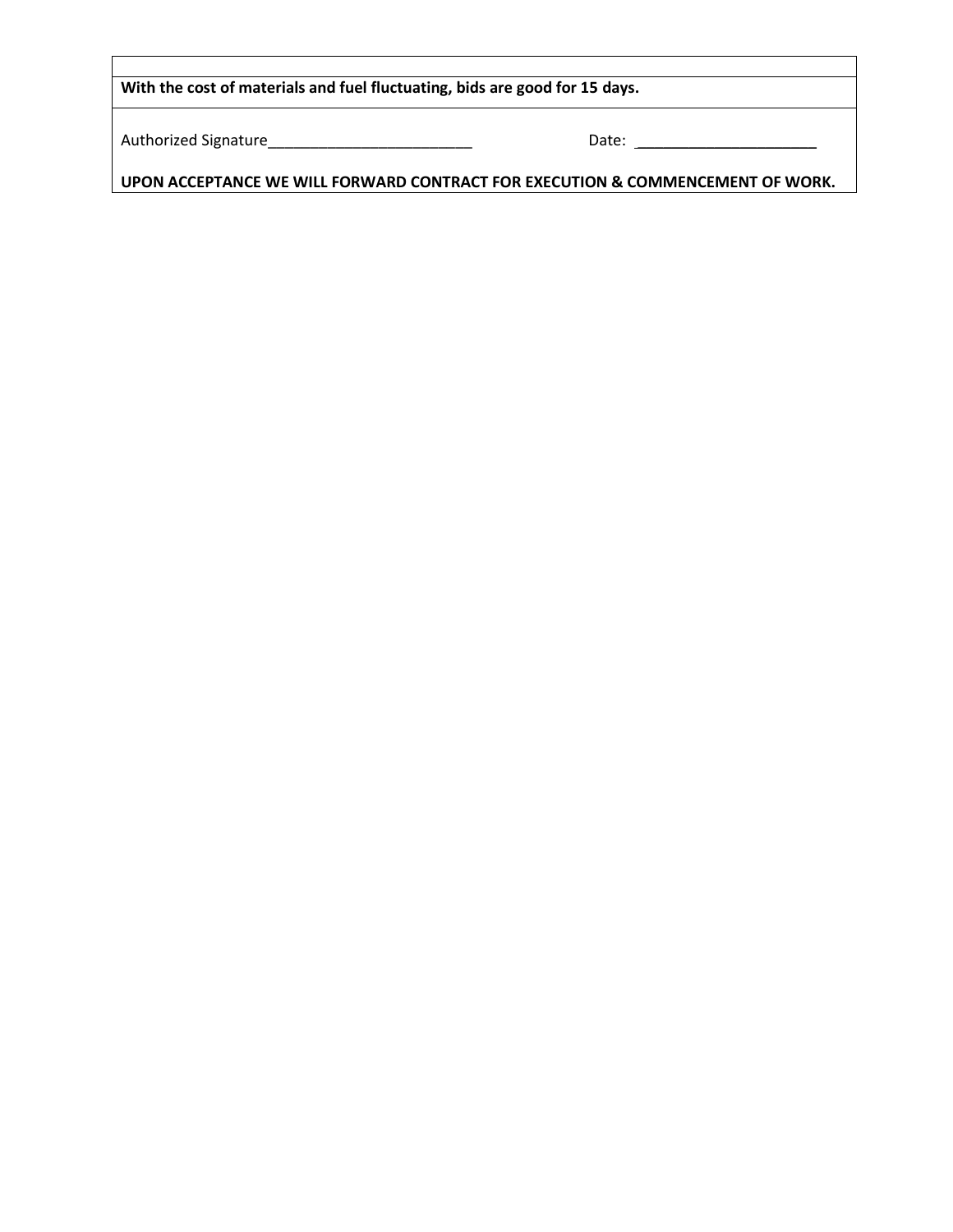**With the cost of materials and fuel fluctuating, bids are good for 15 days.**

Authorized Signature________________________ Date: ______________________

**UPON ACCEPTANCE WE WILL FORWARD CONTRACT FOR EXECUTION & COMMENCEMENT OF WORK.**